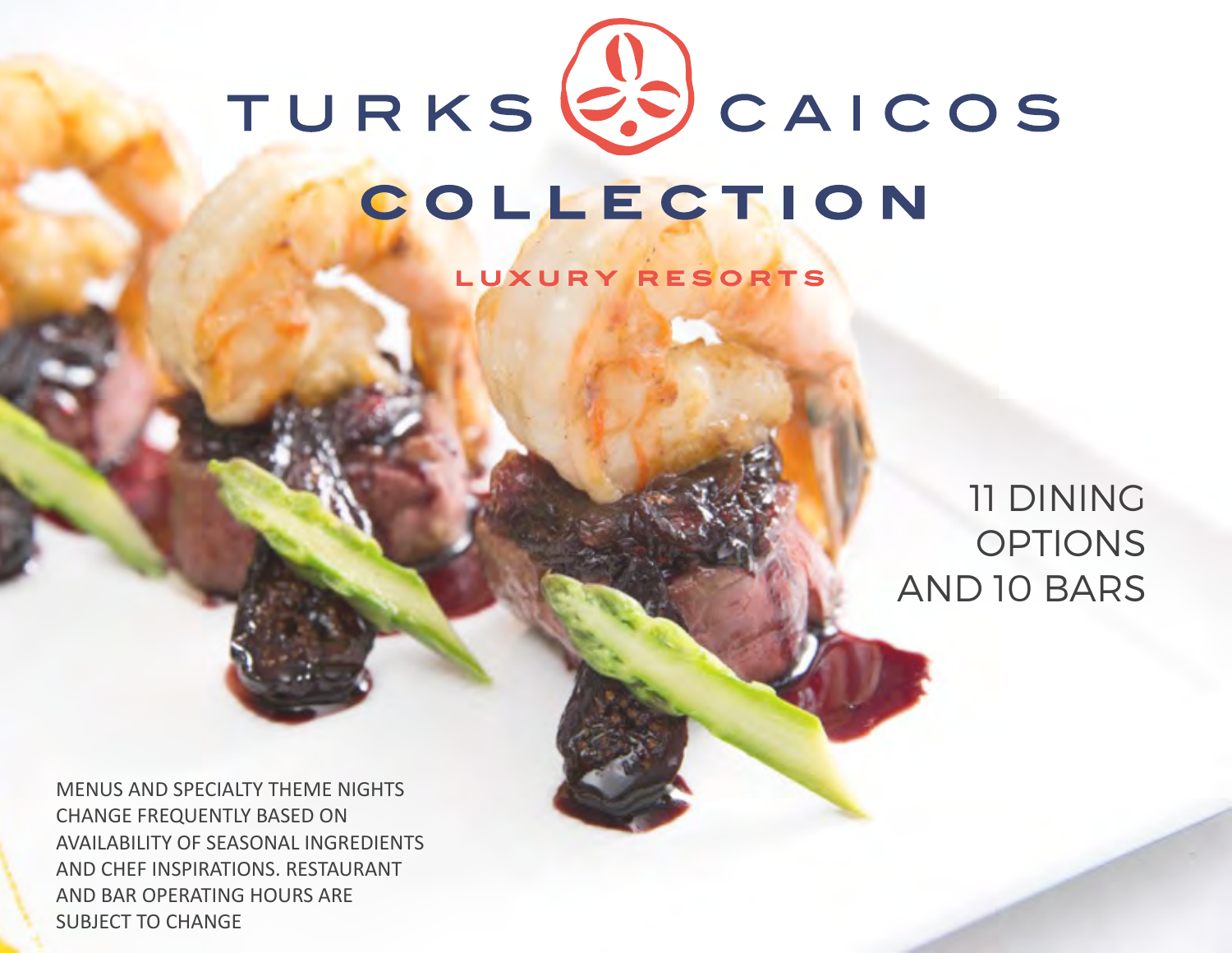# TURKS CAICOS COLLECTION

LUXURY RESORTS

## 11 DINING OPTIONS AND 10 BARS

MENUS AND SPECIALTY THEME NIGHTS CHANGE FREQUENTLY BASED ON AVAILABILITY OF SEASONAL INGREDIENTS AND CHEF INSPIRATIONS. RESTAURANT AND BAR OPERATING HOURS ARE SUBJECT TO CHANGE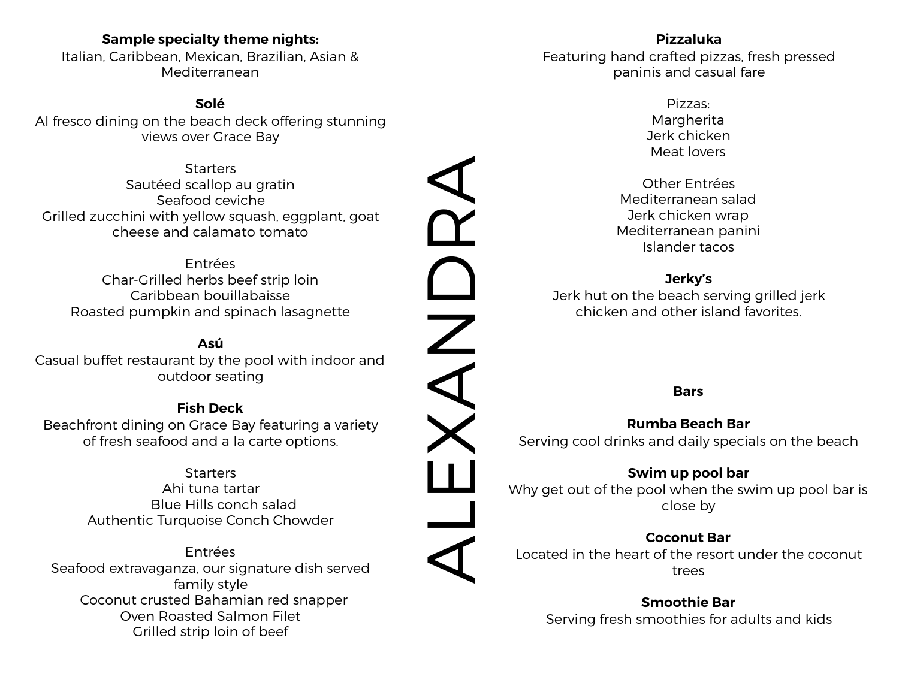**Sample specialty theme nights:**
Italian, Caribbean, Mexican, Brazilian, Asian & Mediterranean

**Solé**
Al fresco dining on the beach deck offering stunning views over Grace Bay

Starters
Sautéed scallop au gratin
Seafood ceviche
Grilled zucchini with yellow squash, eggplant, goat cheese and calamato tomato

Entrées
Char-Grilled herbs beef strip loin
Caribbean bouillabaisse
Roasted pumpkin and spinach lasagnette

**Asú**
Casual buffet restaurant by the pool with indoor and outdoor seating

**Fish Deck**
Beachfront dining on Grace Bay featuring a variety of fresh seafood and a la carte options.

Starters
Ahi tuna tartar
Blue Hills conch salad
Authentic Turquoise Conch Chowder

Entrées
Seafood extravaganza, our signature dish served family style
Coconut crusted Bahamian red snapper
Oven Roasted Salmon Filet
Grilled strip loin of beef

# ALEXANDRA

**Pizzaluka**
Featuring hand crafted pizzas, fresh pressed paninis and casual fare

Pizzas:
Margherita
Jerk chicken
Meat lovers

Other Entrées
Mediterranean salad
Jerk chicken wrap
Mediterranean panini
Islander tacos

**Jerky's**
Jerk hut on the beach serving grilled jerk chicken and other island favorites.

**Bars**

**Rumba Beach Bar**
Serving cool drinks and daily specials on the beach

**Swim up pool bar**
Why get out of the pool when the swim up pool bar is close by

**Coconut Bar**
Located in the heart of the resort under the coconut trees

**Smoothie Bar**
Serving fresh smoothies for adults and kids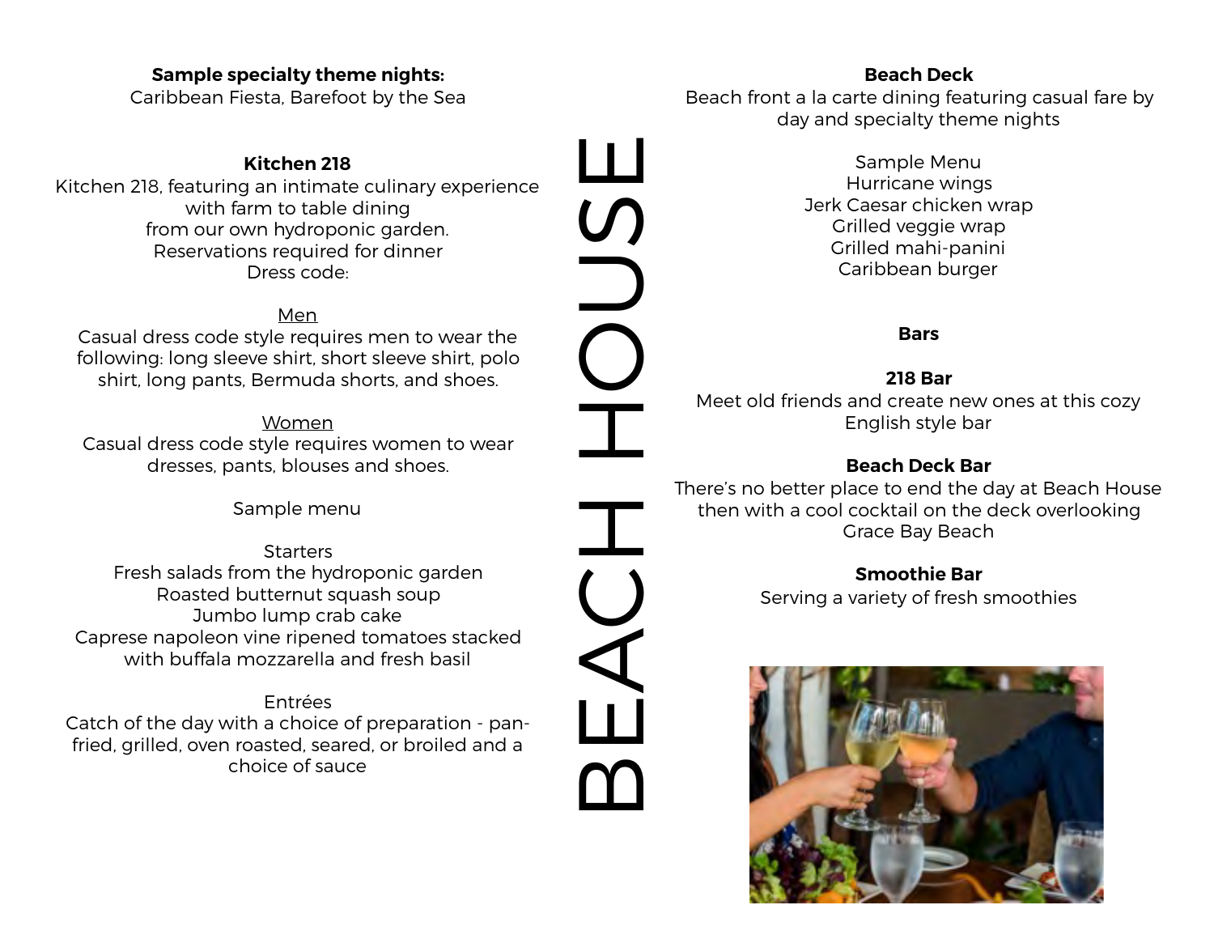# BEACH HOUSE

**Sample specialty theme nights:**
Caribbean Fiesta, Barefoot by the Sea

**Kitchen 218**

Kitchen 218, featuring an intimate culinary experience with farm to table dining from our own hydroponic garden.
Reservations required for dinner
Dress code:

<u>Men</u>
Casual dress code style requires men to wear the following: long sleeve shirt, short sleeve shirt, polo shirt, long pants, Bermuda shorts, and shoes.

<u>Women</u>
Casual dress code style requires women to wear dresses, pants, blouses and shoes.

Sample menu

Starters
Fresh salads from the hydroponic garden
Roasted butternut squash soup
Jumbo lump crab cake
Caprese napoleon vine ripened tomatoes stacked with buffala mozzarella and fresh basil

Entrées
Catch of the day with a choice of preparation - pan-fried, grilled, oven roasted, seared, or broiled and a choice of sauce

**Beach Deck**

Beach front a la carte dining featuring casual fare by day and specialty theme nights

Sample Menu
Hurricane wings
Jerk Caesar chicken wrap
Grilled veggie wrap
Grilled mahi-panini
Caribbean burger

**Bars**

**218 Bar**
Meet old friends and create new ones at this cozy English style bar

**Beach Deck Bar**
There's no better place to end the day at Beach House then with a cool cocktail on the deck overlooking Grace Bay Beach

**Smoothie Bar**
Serving a variety of fresh smoothies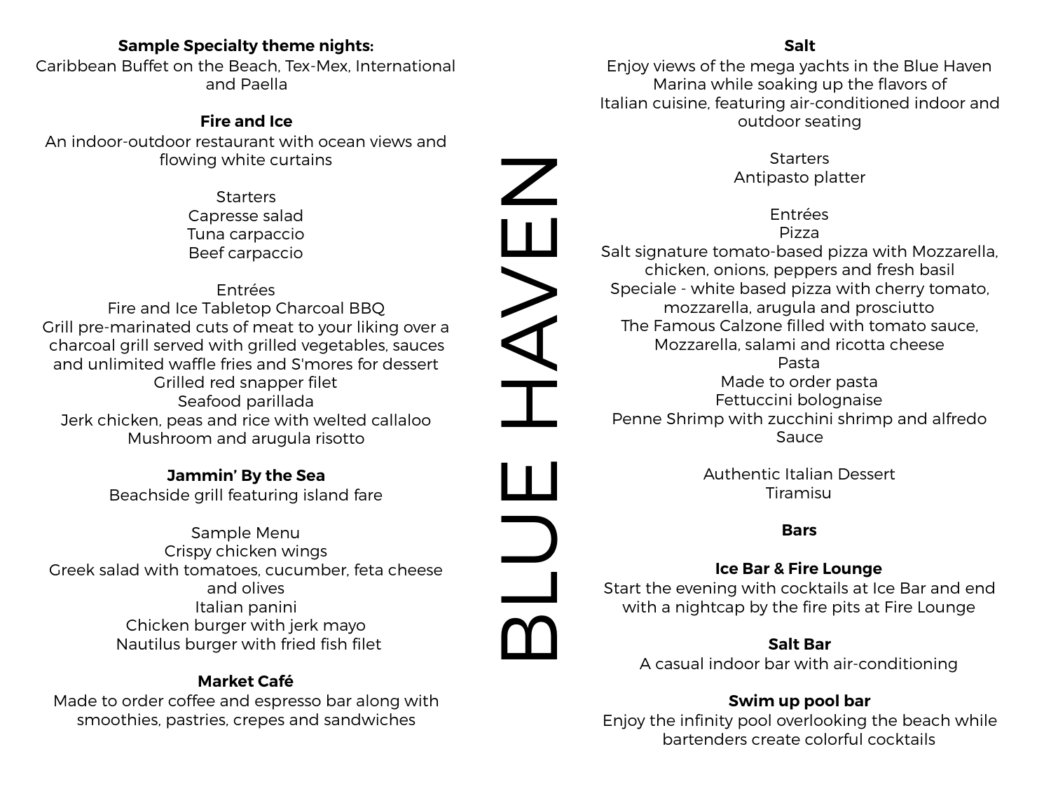**Sample Specialty theme nights:**
Caribbean Buffet on the Beach, Tex-Mex, International and Paella

**Fire and Ice**
An indoor-outdoor restaurant with ocean views and flowing white curtains

Starters
Capresse salad
Tuna carpaccio
Beef carpaccio

Entrées
Fire and Ice Tabletop Charcoal BBQ
Grill pre-marinated cuts of meat to your liking over a charcoal grill served with grilled vegetables, sauces and unlimited waffle fries and S'mores for dessert
Grilled red snapper filet
Seafood parillada
Jerk chicken, peas and rice with welted callaloo
Mushroom and arugula risotto

**Jammin' By the Sea**
Beachside grill featuring island fare

Sample Menu
Crispy chicken wings
Greek salad with tomatoes, cucumber, feta cheese and olives
Italian panini
Chicken burger with jerk mayo
Nautilus burger with fried fish filet

**Market Café**
Made to order coffee and espresso bar along with smoothies, pastries, crepes and sandwiches

# BLUE HAVEN

**Salt**
Enjoy views of the mega yachts in the Blue Haven Marina while soaking up the flavors of Italian cuisine, featuring air-conditioned indoor and outdoor seating

Starters
Antipasto platter

Entrées
Pizza
Salt signature tomato-based pizza with Mozzarella, chicken, onions, peppers and fresh basil
Speciale - white based pizza with cherry tomato, mozzarella, arugula and prosciutto
The Famous Calzone filled with tomato sauce, Mozzarella, salami and ricotta cheese
Pasta
Made to order pasta
Fettuccini bolognaise
Penne Shrimp with zucchini shrimp and alfredo Sauce

Authentic Italian Dessert
Tiramisu

**Bars**

**Ice Bar & Fire Lounge**
Start the evening with cocktails at Ice Bar and end with a nightcap by the fire pits at Fire Lounge

**Salt Bar**
A casual indoor bar with air-conditioning

**Swim up pool bar**
Enjoy the infinity pool overlooking the beach while bartenders create colorful cocktails